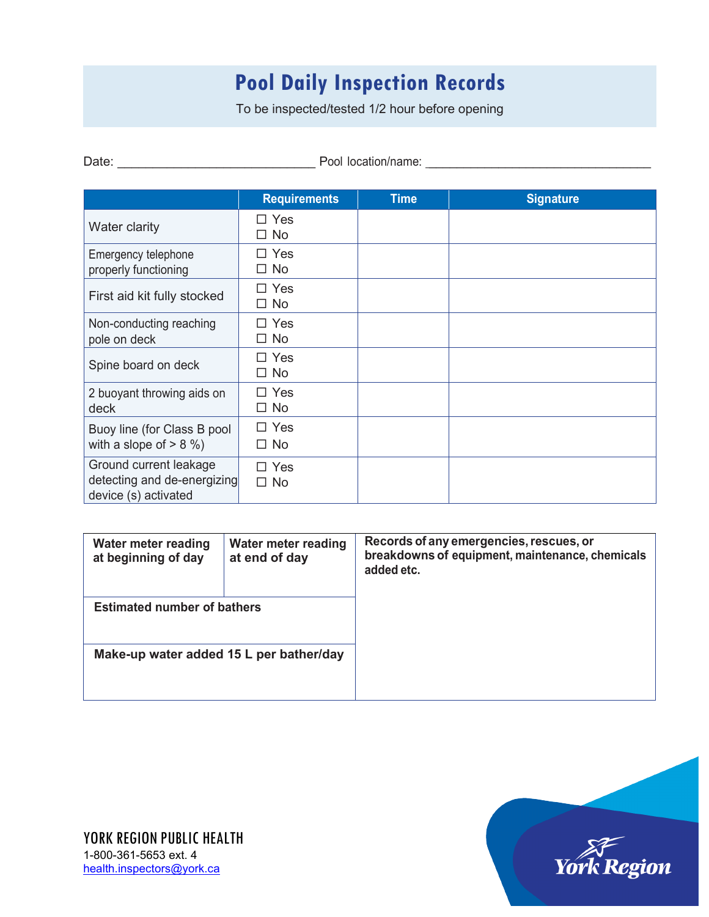# Pool Daily Inspection Records

To be inspected/tested 1/2 hour before opening

Date: ____________________________ Pool location/name: ________________________________

| | Requirements | Time | Signature |
|---|---|---|---|
| Water clarity | ☐ Yes<br>☐ No | | |
| Emergency telephone properly functioning | ☐ Yes<br>☐ No | | |
| First aid kit fully stocked | ☐ Yes<br>☐ No | | |
| Non-conducting reaching pole on deck | ☐ Yes<br>☐ No | | |
| Spine board on deck | ☐ Yes<br>☐ No | | |
| 2 buoyant throwing aids on deck | ☐ Yes<br>☐ No | | |
| Buoy line (for Class B pool with a slope of > 8 %) | ☐ Yes<br>☐ No | | |
| Ground current leakage detecting and de-energizing device (s) activated | ☐ Yes<br>☐ No | | |

| **Water meter reading at beginning of day** | **Water meter reading at end of day** | **Records of any emergencies, rescues, or breakdowns of equipment, maintenance, chemicals added etc.** |
|---|---|---|
| **Estimated number of bathers** | | |
| **Make-up water added 15 L per bather/day** | | |

YORK REGION PUBLIC HEALTH
1-800-361-5653 ext. 4
health.inspectors@york.ca

York Region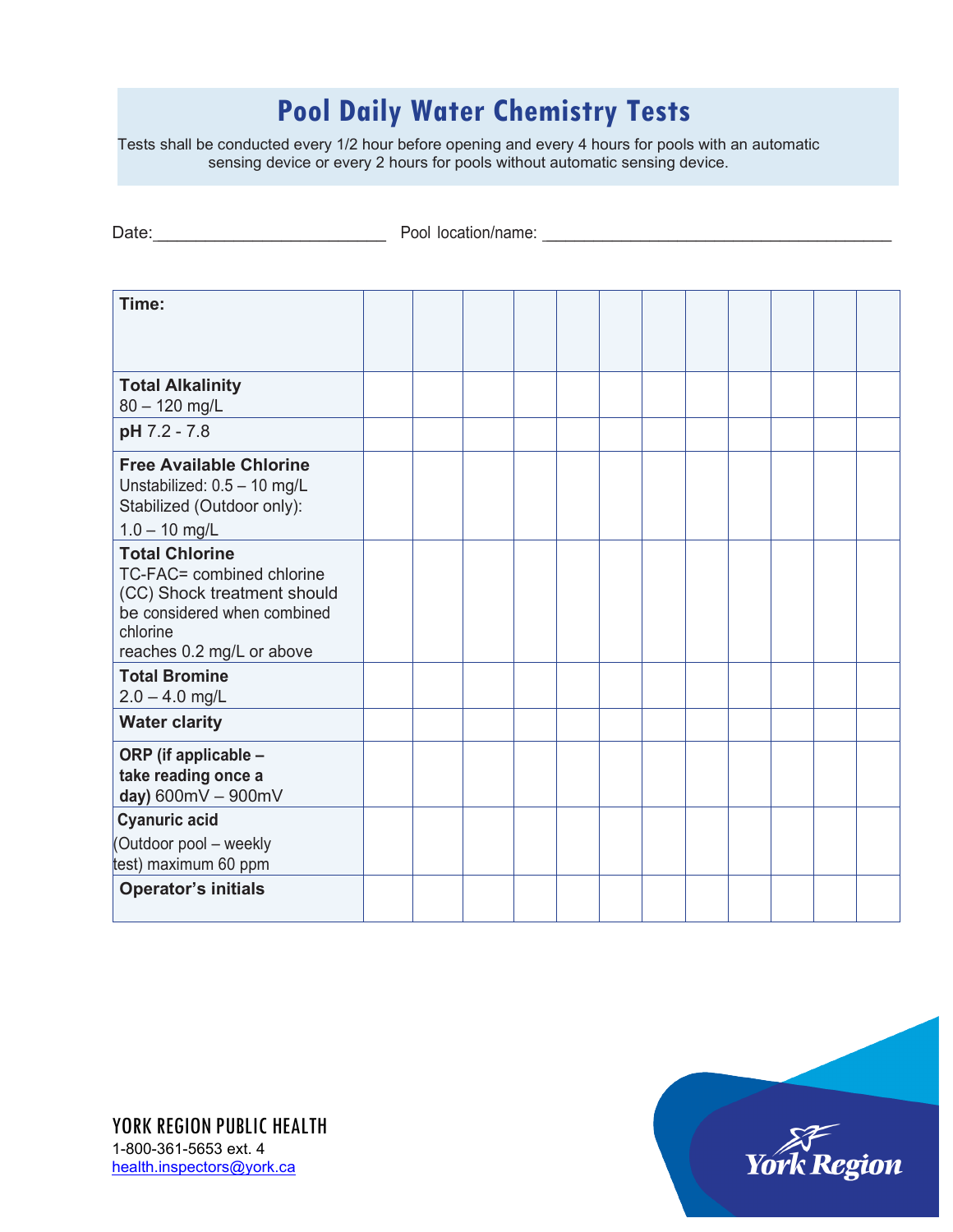# Pool Daily Water Chemistry Tests

Tests shall be conducted every 1/2 hour before opening and every 4 hours for pools with an automatic sensing device or every 2 hours for pools without automatic sensing device.

Date:_________________________ Pool location/name: ______________________________________

| **Time:** | | | | | | | | | | | | |
|---|---|---|---|---|---|---|---|---|---|---|---|---|
| **Total Alkalinity** 80 – 120 mg/L | | | | | | | | | | | | |
| **pH** 7.2 - 7.8 | | | | | | | | | | | | |
| **Free Available Chlorine** Unstabilized: 0.5 – 10 mg/L Stabilized (Outdoor only): 1.0 – 10 mg/L | | | | | | | | | | | | |
| **Total Chlorine** TC-FAC= combined chlorine (CC) Shock treatment should be considered when combined chlorine reaches 0.2 mg/L or above | | | | | | | | | | | | |
| **Total Bromine** 2.0 – 4.0 mg/L | | | | | | | | | | | | |
| **Water clarity** | | | | | | | | | | | | |
| **ORP (if applicable – take reading once a day)** 600mV – 900mV | | | | | | | | | | | | |
| **Cyanuric acid** (Outdoor pool – weekly test) maximum 60 ppm | | | | | | | | | | | | |
| **Operator's initials** | | | | | | | | | | | | |

YORK REGION PUBLIC HEALTH
1-800-361-5653 ext. 4
health.inspectors@york.ca

York Region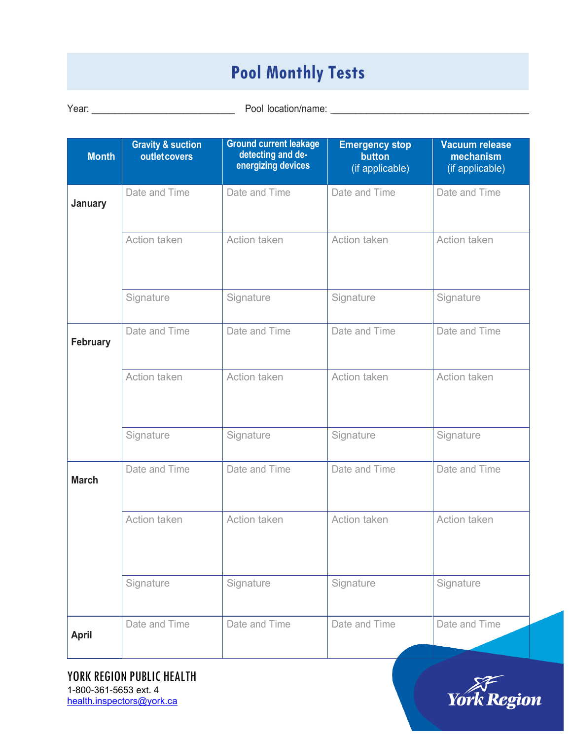# Pool Monthly Tests

Year: ____________________________ Pool location/name: ______________________________________

| Month | Gravity & suction outlet covers | Ground current leakage detecting and de-energizing devices | Emergency stop button (if applicable) | Vacuum release mechanism (if applicable) |
|---|---|---|---|---|
| January | Date and Time | Date and Time | Date and Time | Date and Time |
| | Action taken | Action taken | Action taken | Action taken |
| | Signature | Signature | Signature | Signature |
| February | Date and Time | Date and Time | Date and Time | Date and Time |
| | Action taken | Action taken | Action taken | Action taken |
| | Signature | Signature | Signature | Signature |
| March | Date and Time | Date and Time | Date and Time | Date and Time |
| | Action taken | Action taken | Action taken | Action taken |
| | Signature | Signature | Signature | Signature |
| April | Date and Time | Date and Time | Date and Time | Date and Time |

YORK REGION PUBLIC HEALTH
1-800-361-5653 ext. 4
health.inspectors@york.ca

York Region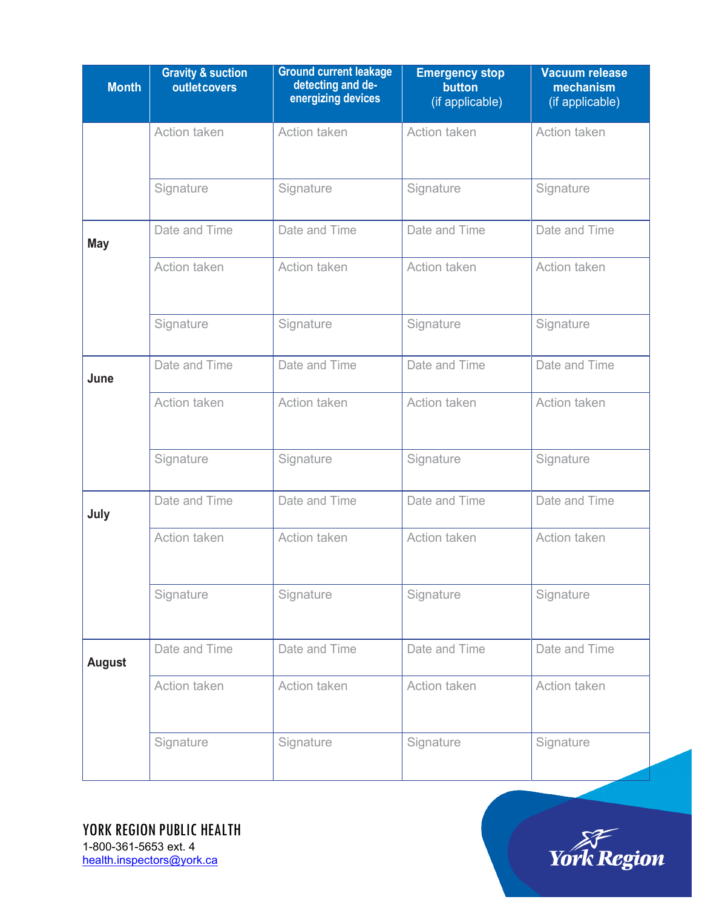| Month | Gravity & suction outlet covers | Ground current leakage detecting and de-energizing devices | Emergency stop button (if applicable) | Vacuum release mechanism (if applicable) |
|---|---|---|---|---|
| | Action taken | Action taken | Action taken | Action taken |
| | Signature | Signature | Signature | Signature |
| **May** | Date and Time | Date and Time | Date and Time | Date and Time |
| | Action taken | Action taken | Action taken | Action taken |
| | Signature | Signature | Signature | Signature |
| **June** | Date and Time | Date and Time | Date and Time | Date and Time |
| | Action taken | Action taken | Action taken | Action taken |
| | Signature | Signature | Signature | Signature |
| **July** | Date and Time | Date and Time | Date and Time | Date and Time |
| | Action taken | Action taken | Action taken | Action taken |
| | Signature | Signature | Signature | Signature |
| **August** | Date and Time | Date and Time | Date and Time | Date and Time |
| | Action taken | Action taken | Action taken | Action taken |
| | Signature | Signature | Signature | Signature |

YORK REGION PUBLIC HEALTH
1-800-361-5653 ext. 4
health.inspectors@york.ca

York Region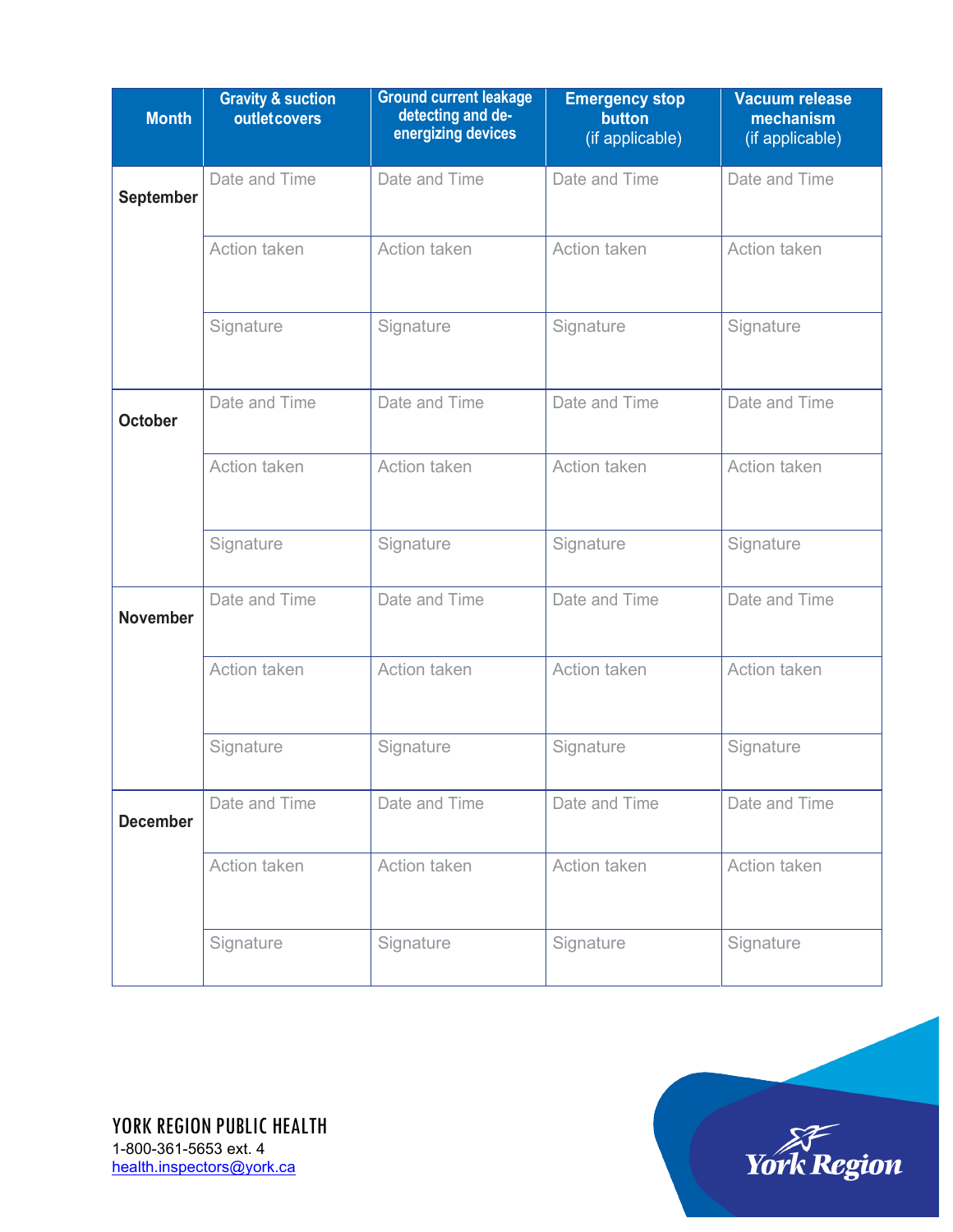| Month | Gravity & suction outlet covers | Ground current leakage detecting and de-energizing devices | Emergency stop button (if applicable) | Vacuum release mechanism (if applicable) |
|---|---|---|---|---|
| September | Date and Time | Date and Time | Date and Time | Date and Time |
| | Action taken | Action taken | Action taken | Action taken |
| | Signature | Signature | Signature | Signature |
| October | Date and Time | Date and Time | Date and Time | Date and Time |
| | Action taken | Action taken | Action taken | Action taken |
| | Signature | Signature | Signature | Signature |
| November | Date and Time | Date and Time | Date and Time | Date and Time |
| | Action taken | Action taken | Action taken | Action taken |
| | Signature | Signature | Signature | Signature |
| December | Date and Time | Date and Time | Date and Time | Date and Time |
| | Action taken | Action taken | Action taken | Action taken |
| | Signature | Signature | Signature | Signature |

YORK REGION PUBLIC HEALTH
1-800-361-5653 ext. 4
health.inspectors@york.ca

York Region